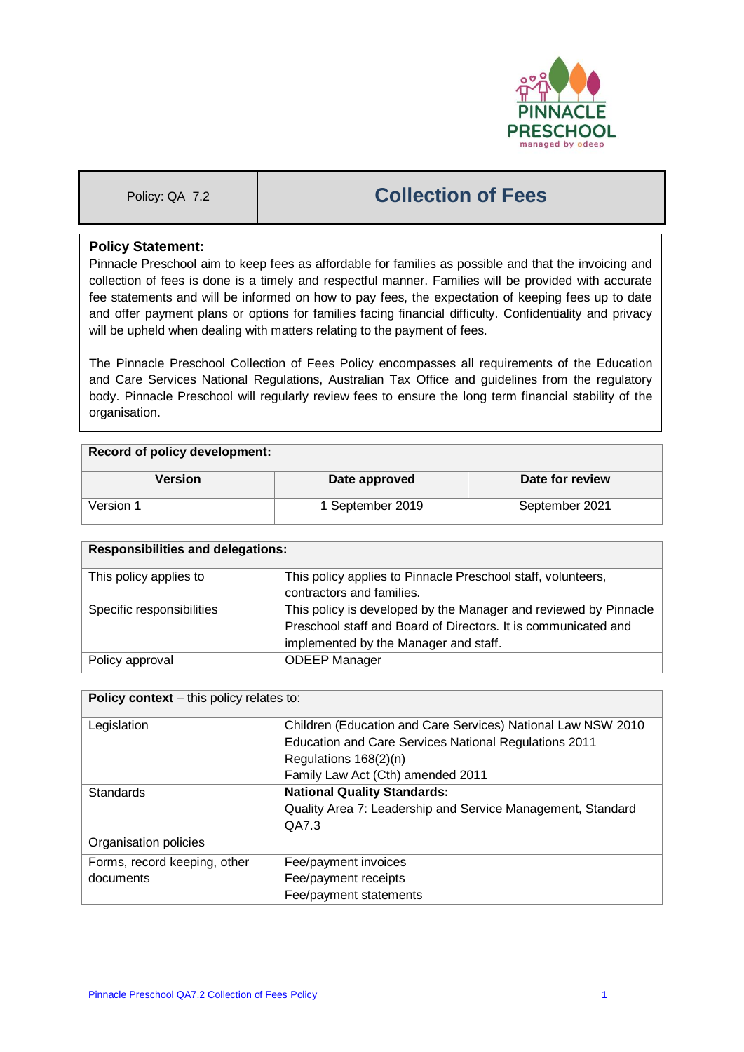| Policy: QA 7.2 | Collection of Fees |
|---|---|

**Policy Statement:**

Pinnacle Preschool aim to keep fees as affordable for families as possible and that the invoicing and collection of fees is done is a timely and respectful manner. Families will be provided with accurate fee statements and will be informed on how to pay fees, the expectation of keeping fees up to date and offer payment plans or options for families facing financial difficulty. Confidentiality and privacy will be upheld when dealing with matters relating to the payment of fees.

The Pinnacle Preschool Collection of Fees Policy encompasses all requirements of the Education and Care Services National Regulations, Australian Tax Office and guidelines from the regulatory body. Pinnacle Preschool will regularly review fees to ensure the long term financial stability of the organisation.

| **Record of policy development:** | | |
|---|---|---|
| **Version** | **Date approved** | **Date for review** |
| Version 1 | 1 September 2019 | September 2021 |

| **Responsibilities and delegations:** | |
|---|---|
| This policy applies to | This policy applies to Pinnacle Preschool staff, volunteers, contractors and families. |
| Specific responsibilities | This policy is developed by the Manager and reviewed by Pinnacle Preschool staff and Board of Directors. It is communicated and implemented by the Manager and staff. |
| Policy approval | ODEEP Manager |

| **Policy context** – this policy relates to: | |
|---|---|
| Legislation | Children (Education and Care Services) National Law NSW 2010<br>Education and Care Services National Regulations 2011<br>Regulations 168(2)(n)<br>Family Law Act (Cth) amended 2011 |
| Standards | **National Quality Standards:**<br>Quality Area 7: Leadership and Service Management, Standard QA7.3 |
| Organisation policies | |
| Forms, record keeping, other documents | Fee/payment invoices<br>Fee/payment receipts<br>Fee/payment statements |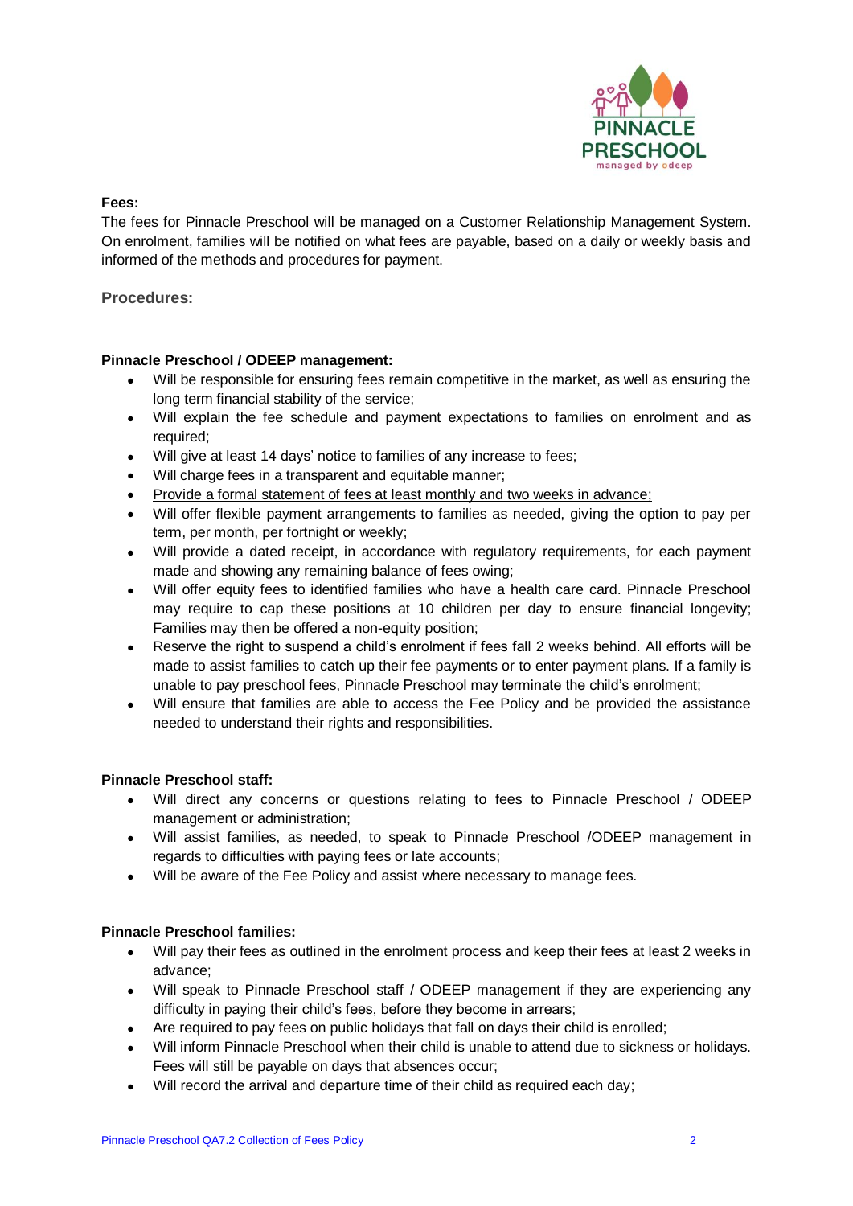**Fees:**

The fees for Pinnacle Preschool will be managed on a Customer Relationship Management System. On enrolment, families will be notified on what fees are payable, based on a daily or weekly basis and informed of the methods and procedures for payment.

## Procedures:

**Pinnacle Preschool / ODEEP management:**

- Will be responsible for ensuring fees remain competitive in the market, as well as ensuring the long term financial stability of the service;
- Will explain the fee schedule and payment expectations to families on enrolment and as required;
- Will give at least 14 days' notice to families of any increase to fees;
- Will charge fees in a transparent and equitable manner;
- <u>Provide a formal statement of fees at least monthly and two weeks in advance;</u>
- Will offer flexible payment arrangements to families as needed, giving the option to pay per term, per month, per fortnight or weekly;
- Will provide a dated receipt, in accordance with regulatory requirements, for each payment made and showing any remaining balance of fees owing;
- Will offer equity fees to identified families who have a health care card. Pinnacle Preschool may require to cap these positions at 10 children per day to ensure financial longevity; Families may then be offered a non-equity position;
- Reserve the right to suspend a child's enrolment if fees fall 2 weeks behind. All efforts will be made to assist families to catch up their fee payments or to enter payment plans. If a family is unable to pay preschool fees, Pinnacle Preschool may terminate the child's enrolment;
- Will ensure that families are able to access the Fee Policy and be provided the assistance needed to understand their rights and responsibilities.

**Pinnacle Preschool staff:**

- Will direct any concerns or questions relating to fees to Pinnacle Preschool / ODEEP management or administration;
- Will assist families, as needed, to speak to Pinnacle Preschool /ODEEP management in regards to difficulties with paying fees or late accounts;
- Will be aware of the Fee Policy and assist where necessary to manage fees.

**Pinnacle Preschool families:**

- Will pay their fees as outlined in the enrolment process and keep their fees at least 2 weeks in advance;
- Will speak to Pinnacle Preschool staff / ODEEP management if they are experiencing any difficulty in paying their child's fees, before they become in arrears;
- Are required to pay fees on public holidays that fall on days their child is enrolled;
- Will inform Pinnacle Preschool when their child is unable to attend due to sickness or holidays. Fees will still be payable on days that absences occur;
- Will record the arrival and departure time of their child as required each day;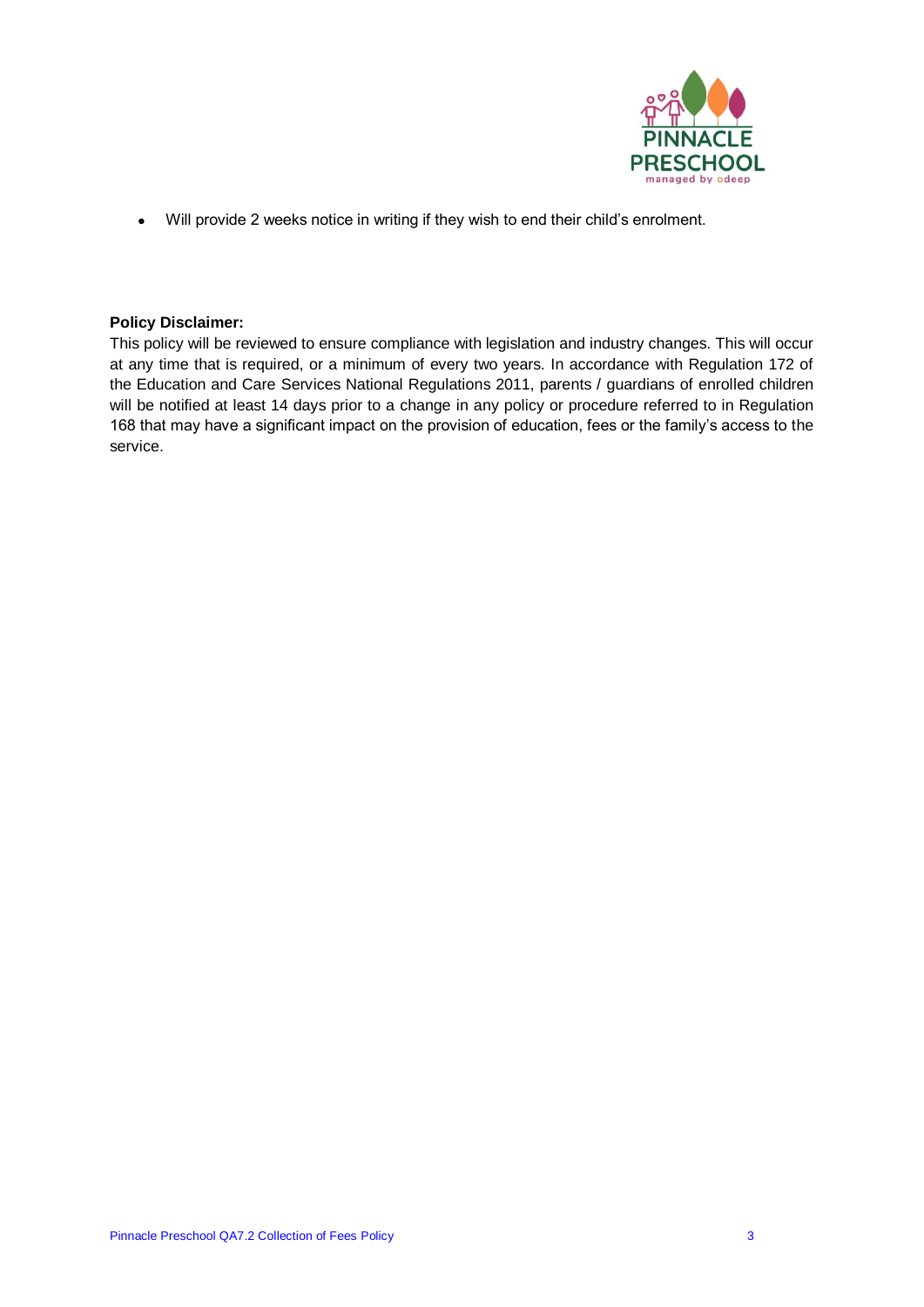- Will provide 2 weeks notice in writing if they wish to end their child's enrolment.

**Policy Disclaimer:**
This policy will be reviewed to ensure compliance with legislation and industry changes. This will occur at any time that is required, or a minimum of every two years. In accordance with Regulation 172 of the Education and Care Services National Regulations 2011, parents / guardians of enrolled children will be notified at least 14 days prior to a change in any policy or procedure referred to in Regulation 168 that may have a significant impact on the provision of education, fees or the family's access to the service.